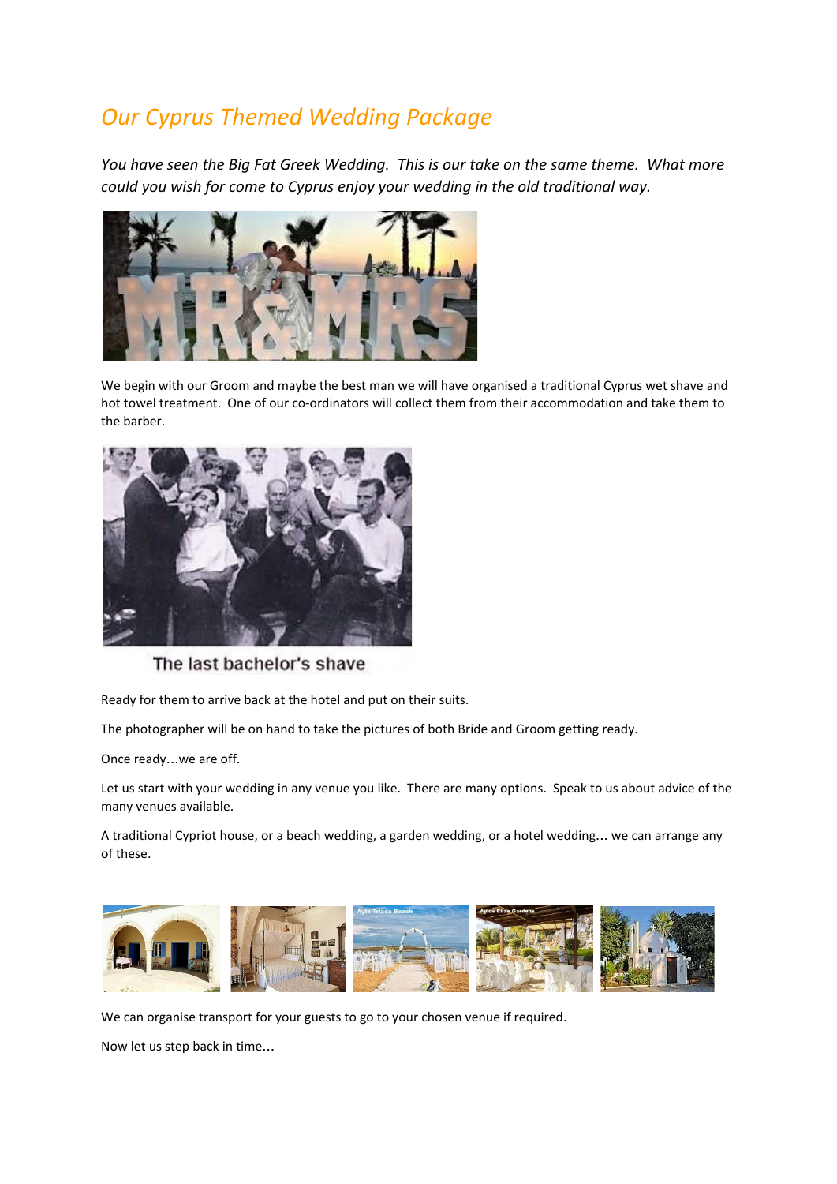# *Our Cyprus Themed Wedding Package*

*You have seen the Big Fat Greek Wedding. This is our take on the same theme. What more could you wish for come to Cyprus enjoy your wedding in the old traditional way.*

We begin with our Groom and maybe the best man we will have organised a traditional Cyprus wet shave and hot towel treatment. One of our co-ordinators will collect them from their accommodation and take them to the barber.

The last bachelor's shave

Ready for them to arrive back at the hotel and put on their suits.

The photographer will be on hand to take the pictures of both Bride and Groom getting ready.

Once ready…we are off.

Let us start with your wedding in any venue you like. There are many options. Speak to us about advice of the many venues available.

A traditional Cypriot house, or a beach wedding, a garden wedding, or a hotel wedding… we can arrange any of these.

We can organise transport for your guests to go to your chosen venue if required.

Now let us step back in time…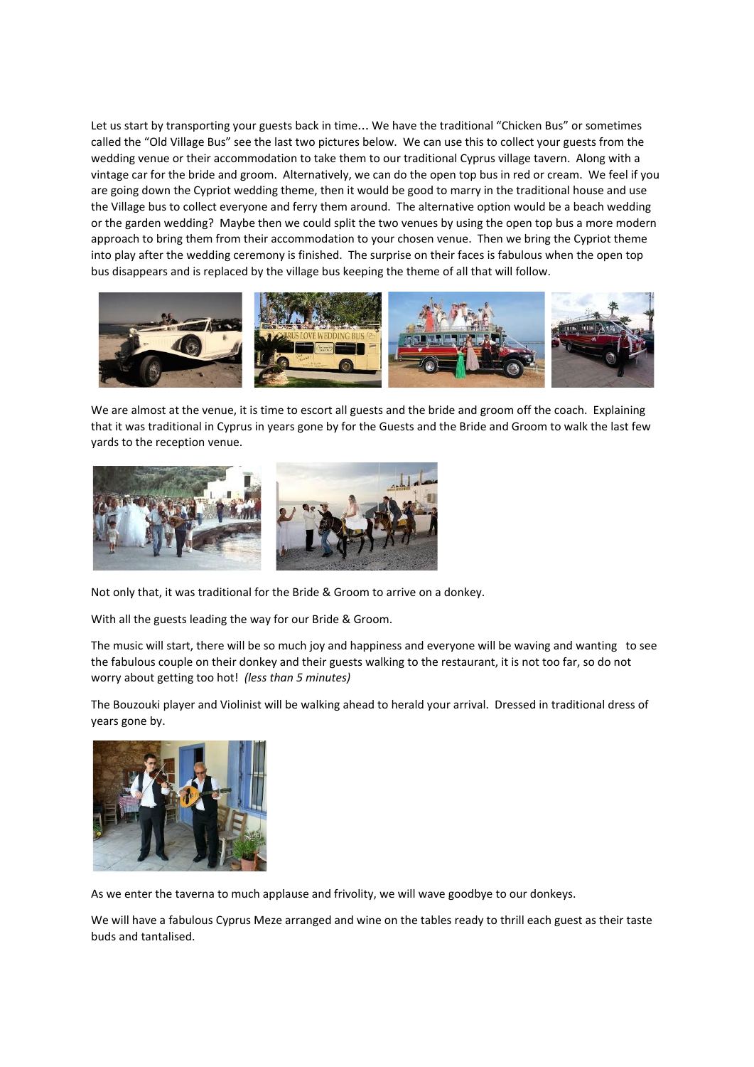Let us start by transporting your guests back in time… We have the traditional "Chicken Bus" or sometimes called the "Old Village Bus" see the last two pictures below. We can use this to collect your guests from the wedding venue or their accommodation to take them to our traditional Cyprus village tavern. Along with a vintage car for the bride and groom. Alternatively, we can do the open top bus in red or cream. We feel if you are going down the Cypriot wedding theme, then it would be good to marry in the traditional house and use the Village bus to collect everyone and ferry them around. The alternative option would be a beach wedding or the garden wedding? Maybe then we could split the two venues by using the open top bus a more modern approach to bring them from their accommodation to your chosen venue. Then we bring the Cypriot theme into play after the wedding ceremony is finished. The surprise on their faces is fabulous when the open top bus disappears and is replaced by the village bus keeping the theme of all that will follow.

We are almost at the venue, it is time to escort all guests and the bride and groom off the coach. Explaining that it was traditional in Cyprus in years gone by for the Guests and the Bride and Groom to walk the last few yards to the reception venue.

Not only that, it was traditional for the Bride & Groom to arrive on a donkey.

With all the guests leading the way for our Bride & Groom.

The music will start, there will be so much joy and happiness and everyone will be waving and wanting to see the fabulous couple on their donkey and their guests walking to the restaurant, it is not too far, so do not worry about getting too hot! *(less than 5 minutes)*

The Bouzouki player and Violinist will be walking ahead to herald your arrival. Dressed in traditional dress of years gone by.

As we enter the taverna to much applause and frivolity, we will wave goodbye to our donkeys.

We will have a fabulous Cyprus Meze arranged and wine on the tables ready to thrill each guest as their taste buds and tantalised.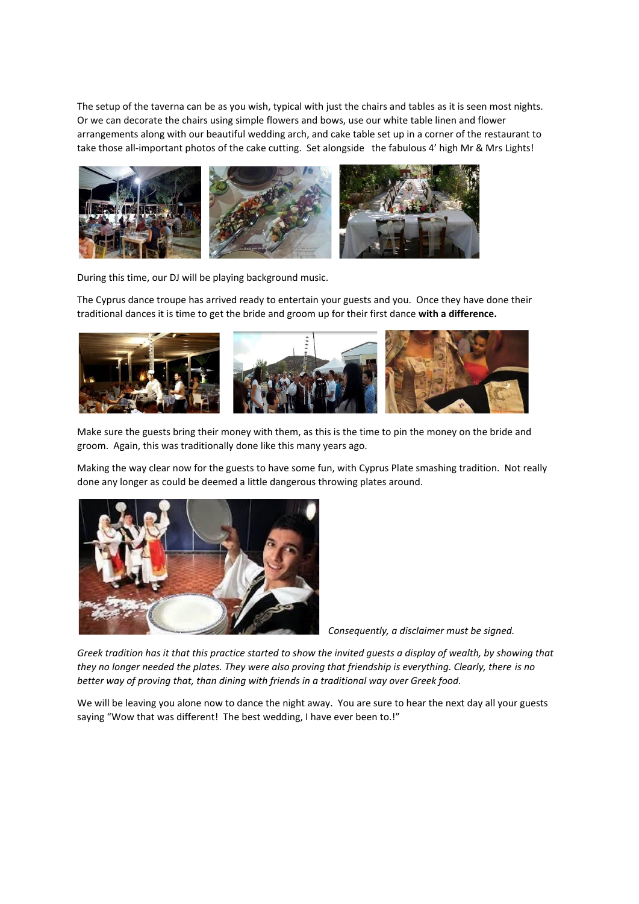The setup of the taverna can be as you wish, typical with just the chairs and tables as it is seen most nights. Or we can decorate the chairs using simple flowers and bows, use our white table linen and flower arrangements along with our beautiful wedding arch, and cake table set up in a corner of the restaurant to take those all-important photos of the cake cutting. Set alongside the fabulous 4' high Mr & Mrs Lights!

During this time, our DJ will be playing background music.

The Cyprus dance troupe has arrived ready to entertain your guests and you. Once they have done their traditional dances it is time to get the bride and groom up for their first dance **with a difference.**

Make sure the guests bring their money with them, as this is the time to pin the money on the bride and groom. Again, this was traditionally done like this many years ago.

Making the way clear now for the guests to have some fun, with Cyprus Plate smashing tradition. Not really done any longer as could be deemed a little dangerous throwing plates around.

*Consequently, a disclaimer must be signed.*

*Greek tradition has it that this practice started to show the invited guests a display of wealth, by showing that they no longer needed the plates. They were also proving that friendship is everything. Clearly, there is no better way of proving that, than dining with friends in a traditional way over Greek food.*

We will be leaving you alone now to dance the night away. You are sure to hear the next day all your guests saying "Wow that was different! The best wedding, I have ever been to.!"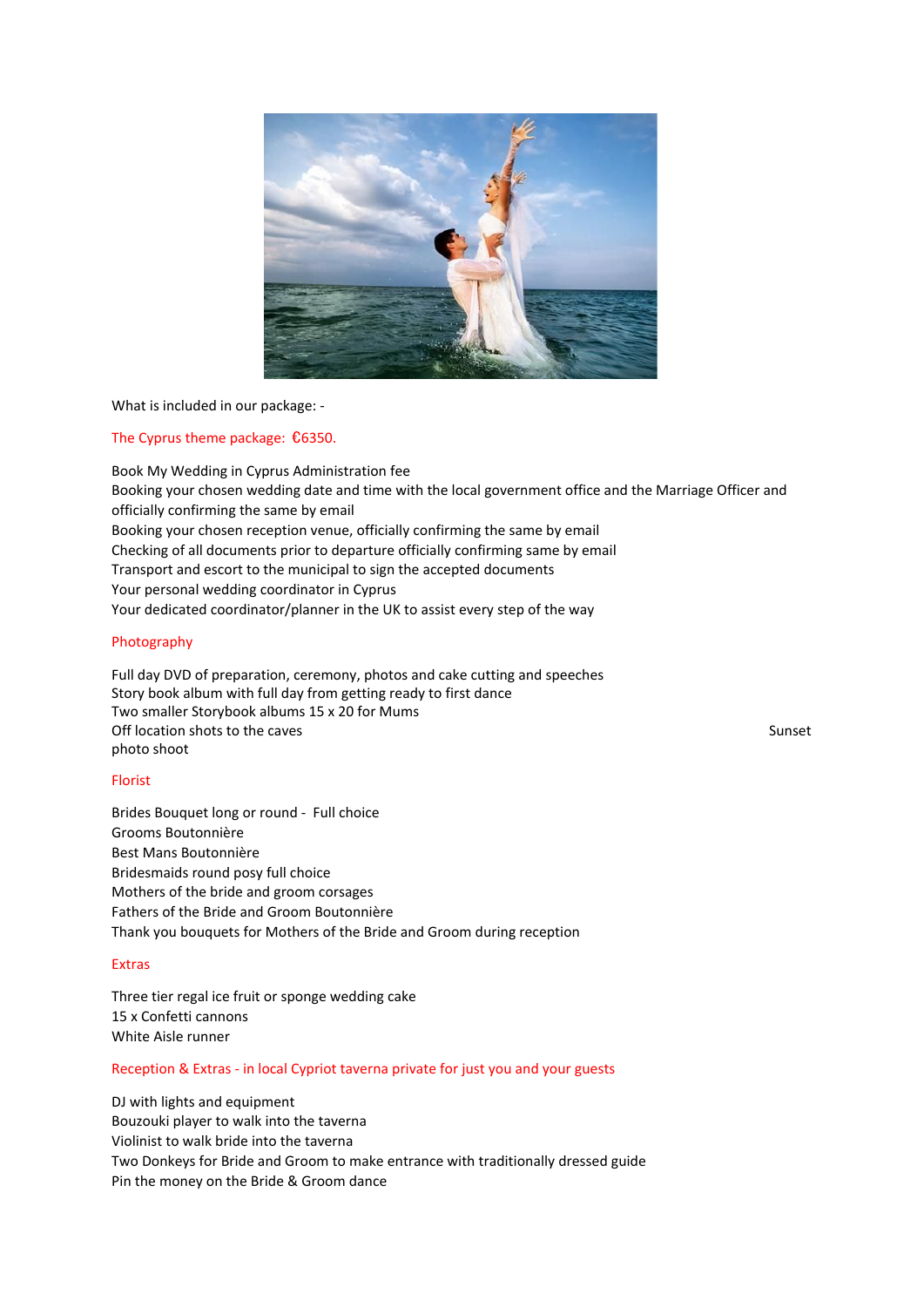What is included in our package: -

The Cyprus theme package: €6350.

Book My Wedding in Cyprus Administration fee
Booking your chosen wedding date and time with the local government office and the Marriage Officer and officially confirming the same by email
Booking your chosen reception venue, officially confirming the same by email
Checking of all documents prior to departure officially confirming same by email
Transport and escort to the municipal to sign the accepted documents
Your personal wedding coordinator in Cyprus
Your dedicated coordinator/planner in the UK to assist every step of the way

Photography

Full day DVD of preparation, ceremony, photos and cake cutting and speeches
Story book album with full day from getting ready to first dance
Two smaller Storybook albums 15 x 20 for Mums
Off location shots to the caves
Sunset photo shoot

Florist

Brides Bouquet long or round - Full choice
Grooms Boutonnière
Best Mans Boutonnière
Bridesmaids round posy full choice
Mothers of the bride and groom corsages
Fathers of the Bride and Groom Boutonnière
Thank you bouquets for Mothers of the Bride and Groom during reception

Extras

Three tier regal ice fruit or sponge wedding cake
15 x Confetti cannons
White Aisle runner

Reception & Extras - in local Cypriot taverna private for just you and your guests

DJ with lights and equipment
Bouzouki player to walk into the taverna
Violinist to walk bride into the taverna
Two Donkeys for Bride and Groom to make entrance with traditionally dressed guide
Pin the money on the Bride & Groom dance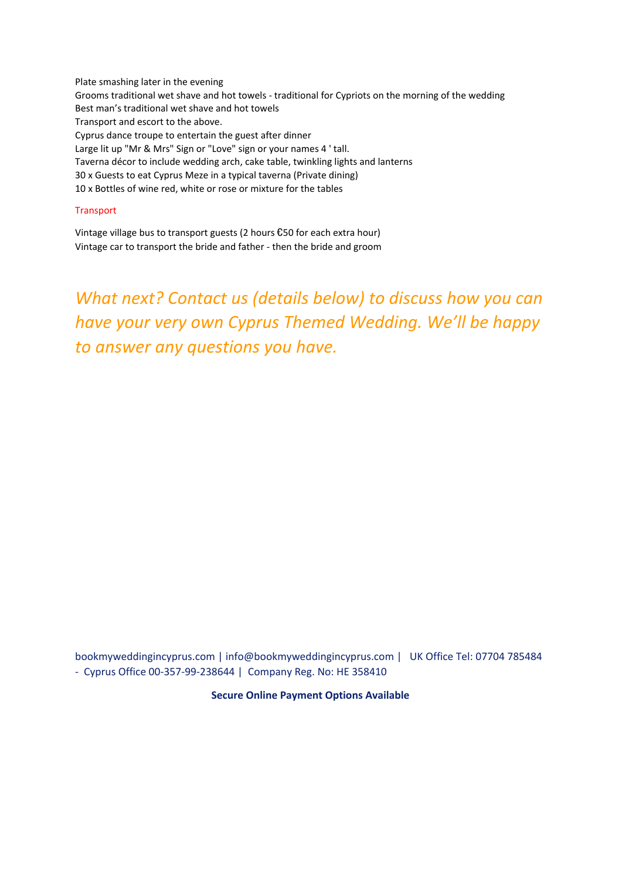Plate smashing later in the evening
Grooms traditional wet shave and hot towels - traditional for Cypriots on the morning of the wedding
Best man's traditional wet shave and hot towels
Transport and escort to the above.
Cyprus dance troupe to entertain the guest after dinner
Large lit up "Mr & Mrs" Sign or "Love" sign or your names 4 ' tall.
Taverna décor to include wedding arch, cake table, twinkling lights and lanterns
30 x Guests to eat Cyprus Meze in a typical taverna (Private dining)
10 x Bottles of wine red, white or rose or mixture for the tables

Transport

Vintage village bus to transport guests (2 hours €50 for each extra hour)
Vintage car to transport the bride and father - then the bride and groom

*What next? Contact us (details below) to discuss how you can have your very own Cyprus Themed Wedding. We'll be happy to answer any questions you have.*

bookmyweddingincyprus.com | info@bookmyweddingincyprus.com | UK Office Tel: 07704 785484 - Cyprus Office 00-357-99-238644 | Company Reg. No: HE 358410

**Secure Online Payment Options Available**